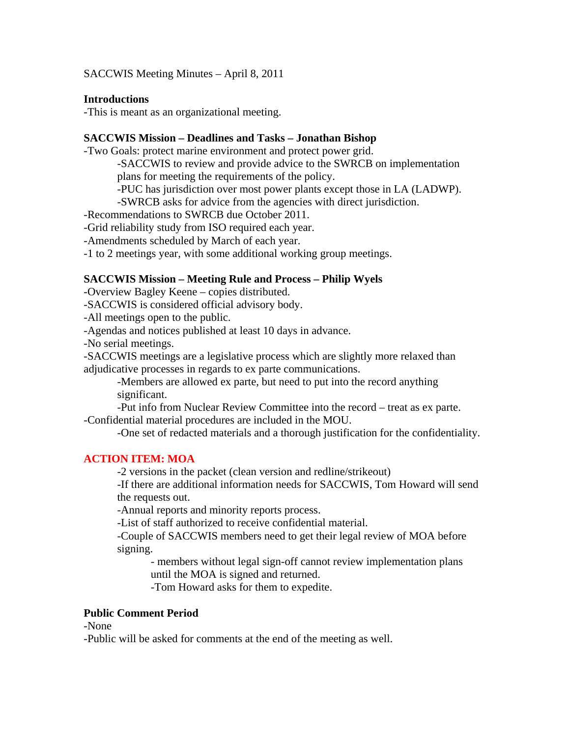SACCWIS Meeting Minutes – April 8, 2011

**Introductions**

-This is meant as an organizational meeting.

**SACCWIS Mission – Deadlines and Tasks – Jonathan Bishop**

-Two Goals: protect marine environment and protect power grid.

- -SACCWIS to review and provide advice to the SWRCB on implementation plans for meeting the requirements of the policy.
- -PUC has jurisdiction over most power plants except those in LA (LADWP).
- -SWRCB asks for advice from the agencies with direct jurisdiction.

-Recommendations to SWRCB due October 2011.

-Grid reliability study from ISO required each year.

-Amendments scheduled by March of each year.

-1 to 2 meetings year, with some additional working group meetings.

**SACCWIS Mission – Meeting Rule and Process – Philip Wyels**

-Overview Bagley Keene – copies distributed.

-SACCWIS is considered official advisory body.

-All meetings open to the public.

-Agendas and notices published at least 10 days in advance.

-No serial meetings.

-SACCWIS meetings are a legislative process which are slightly more relaxed than adjudicative processes in regards to ex parte communications.

- -Members are allowed ex parte, but need to put into the record anything significant.
- -Put info from Nuclear Review Committee into the record – treat as ex parte.

-Confidential material procedures are included in the MOU.

- -One set of redacted materials and a thorough justification for the confidentiality.

**ACTION ITEM: MOA**

- -2 versions in the packet (clean version and redline/strikeout)
- -If there are additional information needs for SACCWIS, Tom Howard will send the requests out.
- -Annual reports and minority reports process.
- -List of staff authorized to receive confidential material.
- -Couple of SACCWIS members need to get their legal review of MOA before signing.
  - - members without legal sign-off cannot review implementation plans until the MOA is signed and returned.
  - -Tom Howard asks for them to expedite.

**Public Comment Period**

-None

-Public will be asked for comments at the end of the meeting as well.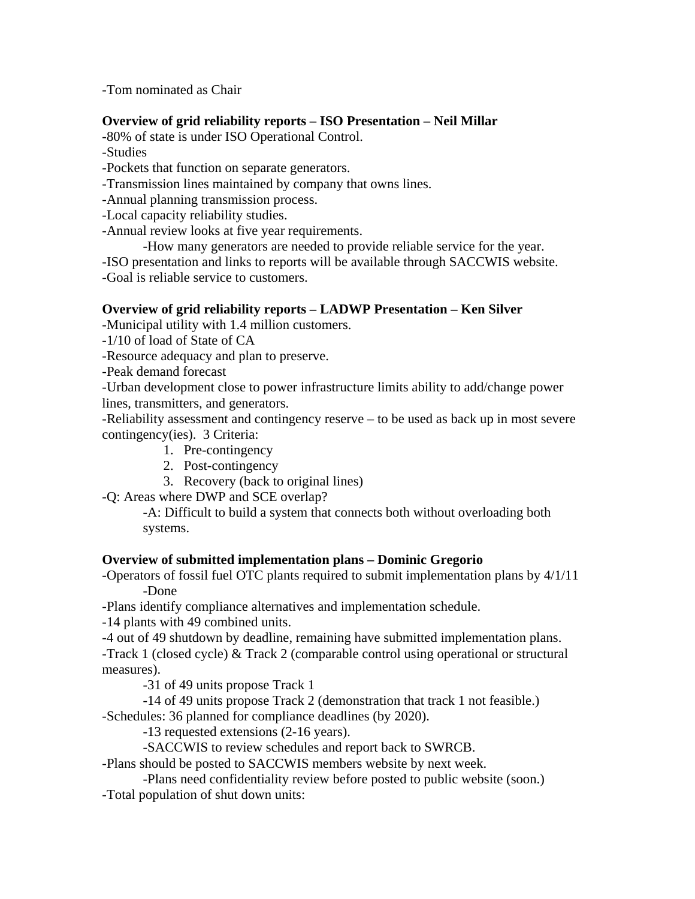-Tom nominated as Chair

**Overview of grid reliability reports – ISO Presentation – Neil Millar**

-80% of state is under ISO Operational Control.
-Studies
-Pockets that function on separate generators.
-Transmission lines maintained by company that owns lines.
-Annual planning transmission process.
-Local capacity reliability studies.
-Annual review looks at five year requirements.
    -How many generators are needed to provide reliable service for the year.
-ISO presentation and links to reports will be available through SACCWIS website.
-Goal is reliable service to customers.

**Overview of grid reliability reports – LADWP Presentation – Ken Silver**

-Municipal utility with 1.4 million customers.
-1/10 of load of State of CA
-Resource adequacy and plan to preserve.
-Peak demand forecast
-Urban development close to power infrastructure limits ability to add/change power lines, transmitters, and generators.
-Reliability assessment and contingency reserve – to be used as back up in most severe contingency(ies). 3 Criteria:

1. Pre-contingency
2. Post-contingency
3. Recovery (back to original lines)

-Q: Areas where DWP and SCE overlap?
    -A: Difficult to build a system that connects both without overloading both systems.

**Overview of submitted implementation plans – Dominic Gregorio**

-Operators of fossil fuel OTC plants required to submit implementation plans by 4/1/11
    -Done
-Plans identify compliance alternatives and implementation schedule.
-14 plants with 49 combined units.
-4 out of 49 shutdown by deadline, remaining have submitted implementation plans.
-Track 1 (closed cycle) & Track 2 (comparable control using operational or structural measures).
    -31 of 49 units propose Track 1
    -14 of 49 units propose Track 2 (demonstration that track 1 not feasible.)
-Schedules: 36 planned for compliance deadlines (by 2020).
    -13 requested extensions (2-16 years).
    -SACCWIS to review schedules and report back to SWRCB.
-Plans should be posted to SACCWIS members website by next week.
    -Plans need confidentiality review before posted to public website (soon.)
-Total population of shut down units: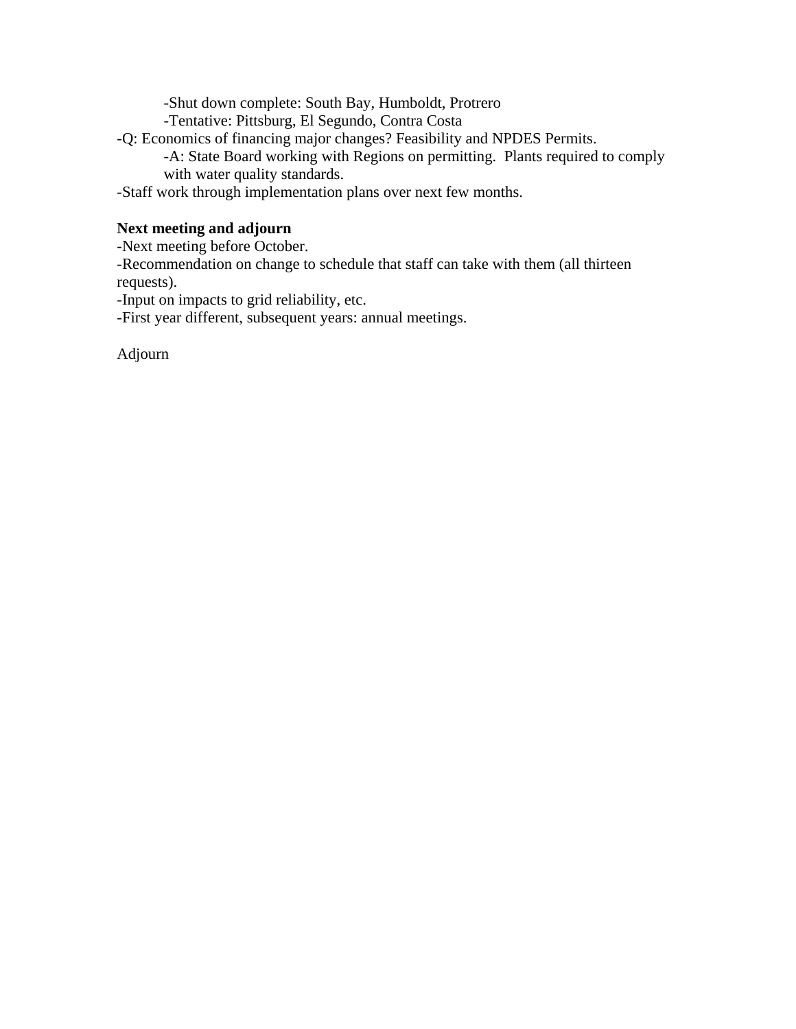-Shut down complete: South Bay, Humboldt, Protrero
  -Tentative: Pittsburg, El Segundo, Contra Costa

-Q: Economics of financing major changes? Feasibility and NPDES Permits.
  -A: State Board working with Regions on permitting. Plants required to comply with water quality standards.

-Staff work through implementation plans over next few months.

**Next meeting and adjourn**

-Next meeting before October.

-Recommendation on change to schedule that staff can take with them (all thirteen requests).

-Input on impacts to grid reliability, etc.

-First year different, subsequent years: annual meetings.

Adjourn